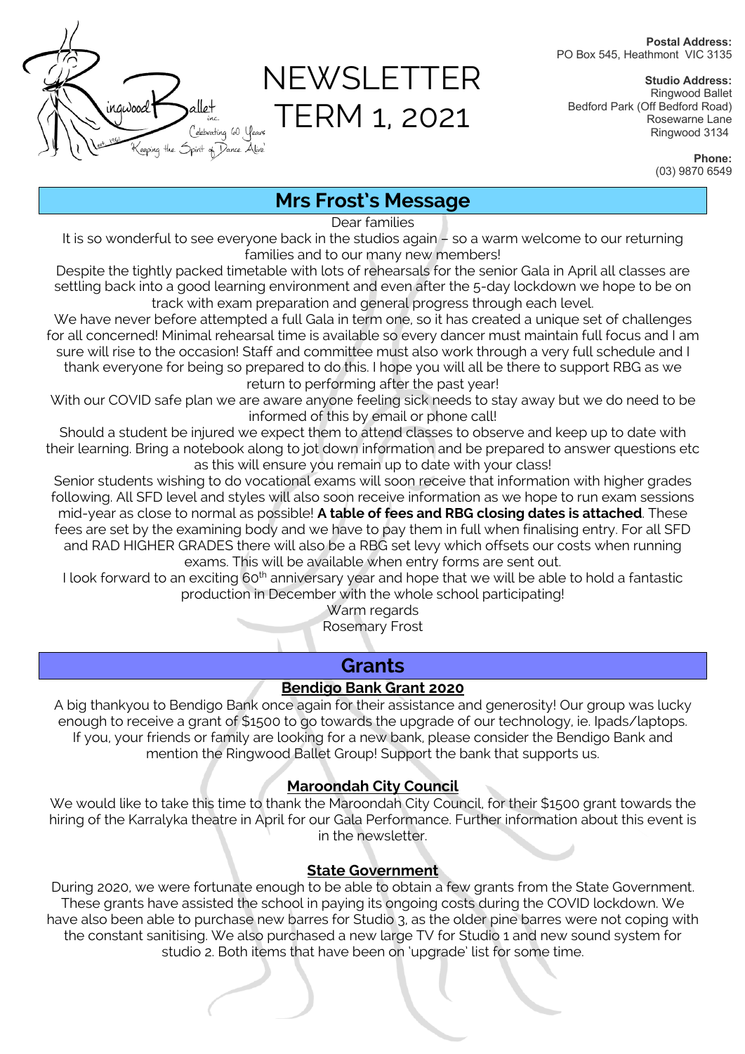Ringwood Ballet inc.
Celebrating 60 Years
est. 1961
'Keeping the Spirit of Dance Alive'

# NEWSLETTER TERM 1, 2021

**Postal Address:**
PO Box 545, Heathmont VIC 3135

**Studio Address:**
Ringwood Ballet
Bedford Park (Off Bedford Road)
Rosewarne Lane
Ringwood 3134

**Phone:**
(03) 9870 6549

## Mrs Frost's Message

Dear families

It is so wonderful to see everyone back in the studios again – so a warm welcome to our returning families and to our many new members!

Despite the tightly packed timetable with lots of rehearsals for the senior Gala in April all classes are settling back into a good learning environment and even after the 5-day lockdown we hope to be on track with exam preparation and general progress through each level.

We have never before attempted a full Gala in term one, so it has created a unique set of challenges for all concerned! Minimal rehearsal time is available so every dancer must maintain full focus and I am sure will rise to the occasion! Staff and committee must also work through a very full schedule and I thank everyone for being so prepared to do this. I hope you will all be there to support RBG as we return to performing after the past year!

With our COVID safe plan we are aware anyone feeling sick needs to stay away but we do need to be informed of this by email or phone call!

Should a student be injured we expect them to attend classes to observe and keep up to date with their learning. Bring a notebook along to jot down information and be prepared to answer questions etc as this will ensure you remain up to date with your class!

Senior students wishing to do vocational exams will soon receive that information with higher grades following. All SFD level and styles will also soon receive information as we hope to run exam sessions mid-year as close to normal as possible! **A table of fees and RBG closing dates is attached**. These fees are set by the examining body and we have to pay them in full when finalising entry. For all SFD and RAD HIGHER GRADES there will also be a RBG set levy which offsets our costs when running exams. This will be available when entry forms are sent out.

I look forward to an exciting 60th anniversary year and hope that we will be able to hold a fantastic production in December with the whole school participating!

Warm regards
Rosemary Frost

## Grants

### Bendigo Bank Grant 2020

A big thankyou to Bendigo Bank once again for their assistance and generosity! Our group was lucky enough to receive a grant of $1500 to go towards the upgrade of our technology, ie. Ipads/laptops. If you, your friends or family are looking for a new bank, please consider the Bendigo Bank and mention the Ringwood Ballet Group! Support the bank that supports us.

### Maroondah City Council

We would like to take this time to thank the Maroondah City Council, for their $1500 grant towards the hiring of the Karralyka theatre in April for our Gala Performance. Further information about this event is in the newsletter.

### State Government

During 2020, we were fortunate enough to be able to obtain a few grants from the State Government. These grants have assisted the school in paying its ongoing costs during the COVID lockdown. We have also been able to purchase new barres for Studio 3, as the older pine barres were not coping with the constant sanitising. We also purchased a new large TV for Studio 1 and new sound system for studio 2. Both items that have been on 'upgrade' list for some time.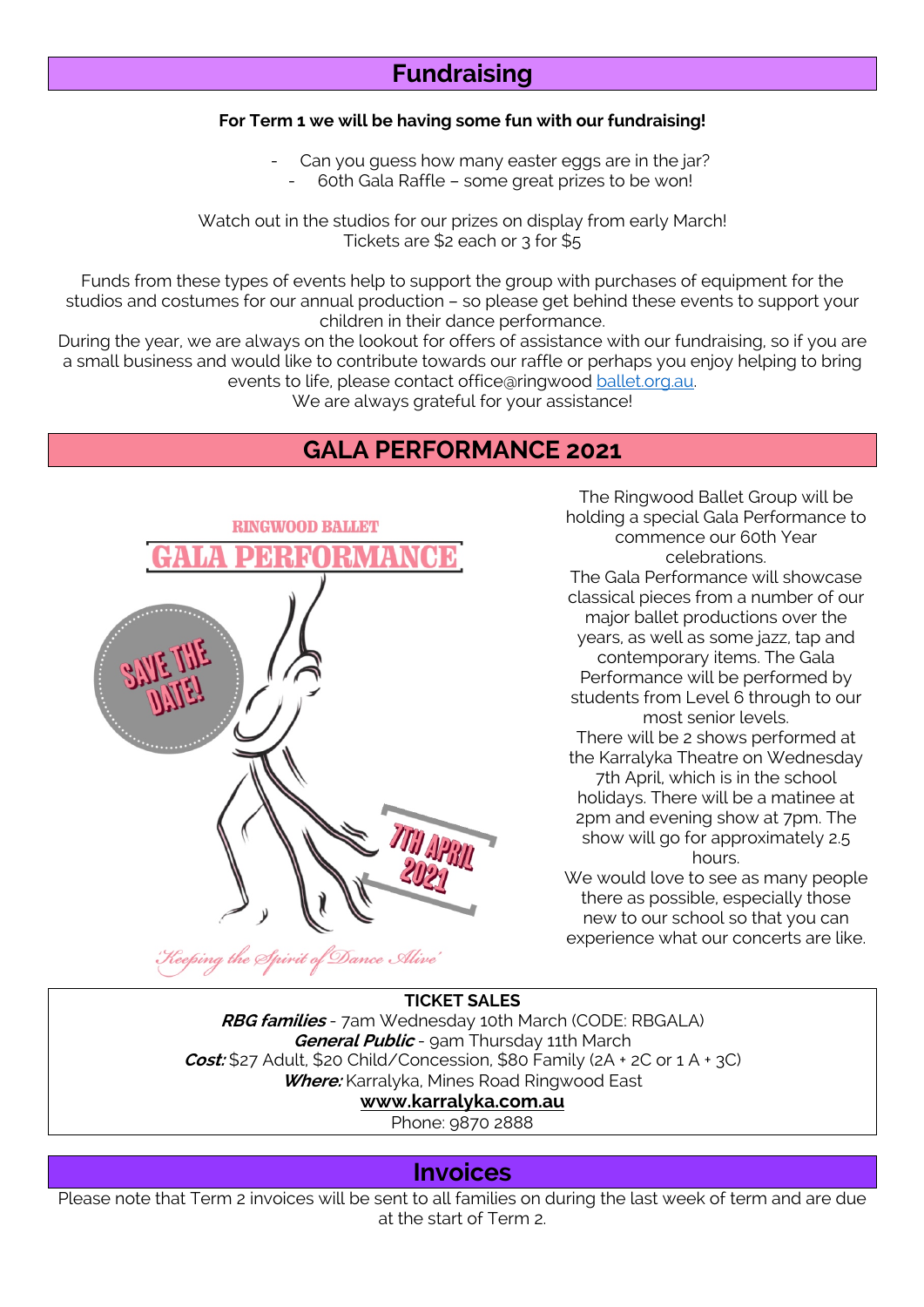## Fundraising

**For Term 1 we will be having some fun with our fundraising!**

- Can you guess how many easter eggs are in the jar?
- 60th Gala Raffle – some great prizes to be won!

Watch out in the studios for our prizes on display from early March!
Tickets are $2 each or 3 for $5

Funds from these types of events help to support the group with purchases of equipment for the studios and costumes for our annual production – so please get behind these events to support your children in their dance performance.
During the year, we are always on the lookout for offers of assistance with our fundraising, so if you are a small business and would like to contribute towards our raffle or perhaps you enjoy helping to bring events to life, please contact office@ringwood ballet.org.au.
We are always grateful for your assistance!

## GALA PERFORMANCE 2021

RINGWOOD BALLET
GALA PERFORMANCE
SAVE THE DATE!
7TH APRIL 2021
'Keeping the Spirit of Dance Alive'

The Ringwood Ballet Group will be holding a special Gala Performance to commence our 60th Year celebrations.
The Gala Performance will showcase classical pieces from a number of our major ballet productions over the years, as well as some jazz, tap and contemporary items. The Gala Performance will be performed by students from Level 6 through to our most senior levels.
There will be 2 shows performed at the Karralyka Theatre on Wednesday 7th April, which is in the school holidays. There will be a matinee at 2pm and evening show at 7pm. The show will go for approximately 2.5 hours.
We would love to see as many people there as possible, especially those new to our school so that you can experience what our concerts are like.

**TICKET SALES**
***RBG families*** - 7am Wednesday 10th March (CODE: RBGALA)
***General Public*** - 9am Thursday 11th March
***Cost:*** $27 Adult, $20 Child/Concession, $80 Family (2A + 2C or 1 A + 3C)
***Where:*** Karralyka, Mines Road Ringwood East
**www.karralyka.com.au**
Phone: 9870 2888

## Invoices

Please note that Term 2 invoices will be sent to all families on during the last week of term and are due at the start of Term 2.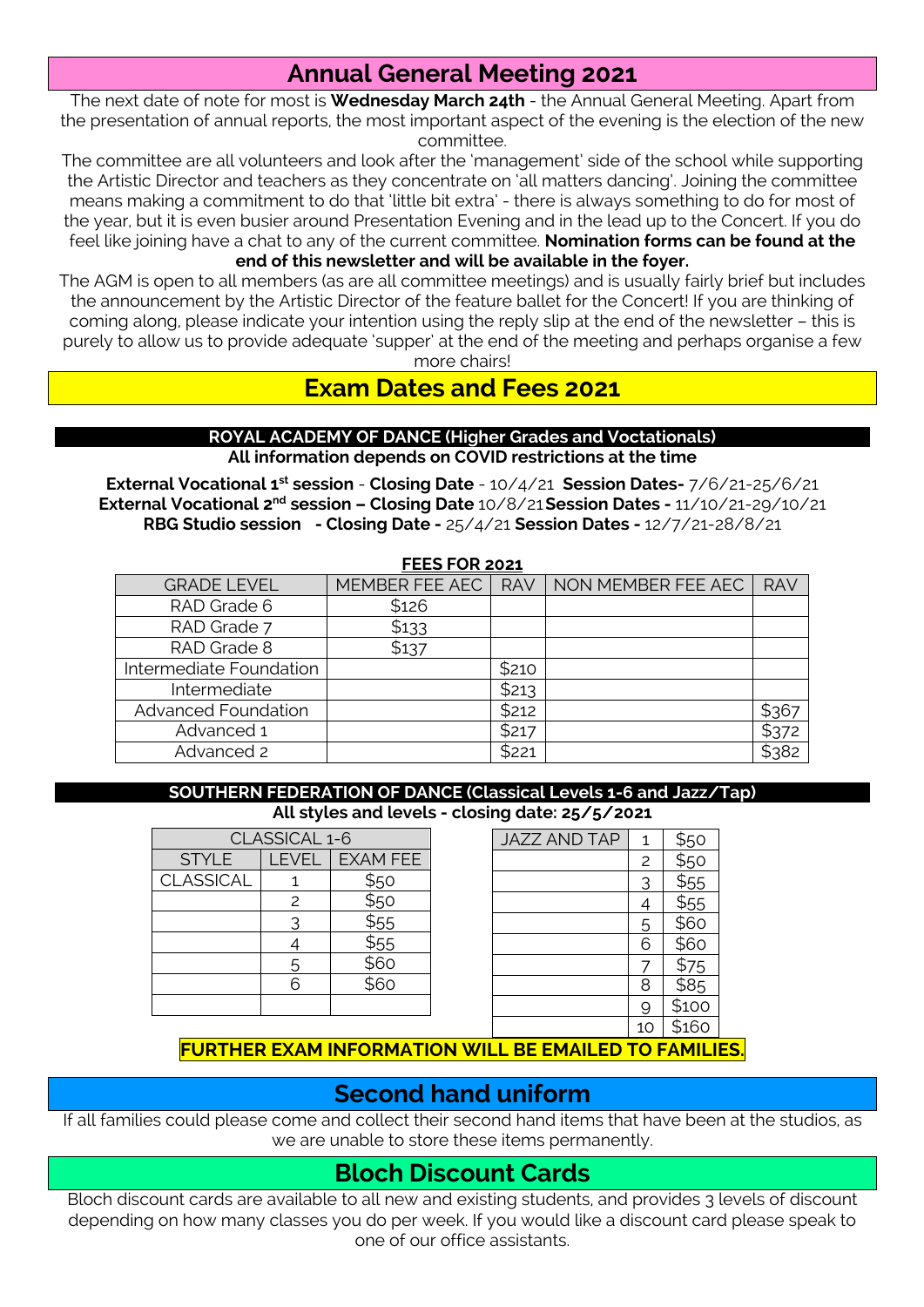## Annual General Meeting 2021

The next date of note for most is **Wednesday March 24th** - the Annual General Meeting. Apart from the presentation of annual reports, the most important aspect of the evening is the election of the new committee.

The committee are all volunteers and look after the 'management' side of the school while supporting the Artistic Director and teachers as they concentrate on 'all matters dancing'. Joining the committee means making a commitment to do that 'little bit extra' - there is always something to do for most of the year, but it is even busier around Presentation Evening and in the lead up to the Concert. If you do feel like joining have a chat to any of the current committee. **Nomination forms can be found at the end of this newsletter and will be available in the foyer.**

The AGM is open to all members (as are all committee meetings) and is usually fairly brief but includes the announcement by the Artistic Director of the feature ballet for the Concert! If you are thinking of coming along, please indicate your intention using the reply slip at the end of the newsletter – this is purely to allow us to provide adequate 'supper' at the end of the meeting and perhaps organise a few more chairs!

## Exam Dates and Fees 2021

**ROYAL ACADEMY OF DANCE (Higher Grades and Voctationals)**

**All information depends on COVID restrictions at the time**

**External Vocational 1st session** - **Closing Date** - 10/4/21 **Session Dates-** 7/6/21-25/6/21
**External Vocational 2nd session – Closing Date** 10/8/21 **Session Dates -** 11/10/21-29/10/21
**RBG Studio session - Closing Date -** 25/4/21 **Session Dates -** 12/7/21-28/8/21

**FEES FOR 2021**

| GRADE LEVEL | MEMBER FEE AEC | RAV | NON MEMBER FEE AEC | RAV |
|---|---|---|---|---|
| RAD Grade 6 | $126 | | | |
| RAD Grade 7 | $133 | | | |
| RAD Grade 8 | $137 | | | |
| Intermediate Foundation | | $210 | | |
| Intermediate | | $213 | | |
| Advanced Foundation | | $212 | | $367 |
| Advanced 1 | | $217 | | $372 |
| Advanced 2 | | $221 | | $382 |

**SOUTHERN FEDERATION OF DANCE (Classical Levels 1-6 and Jazz/Tap)**

**All styles and levels - closing date: 25/5/2021**

| CLASSICAL 1-6 | | |
|---|---|---|
| STYLE | LEVEL | EXAM FEE |
| CLASSICAL | 1 | $50 |
| | 2 | $50 |
| | 3 | $55 |
| | 4 | $55 |
| | 5 | $60 |
| | 6 | $60 |
| | | |

| JAZZ AND TAP | 1 | $50 |
|---|---|---|
| | 2 | $50 |
| | 3 | $55 |
| | 4 | $55 |
| | 5 | $60 |
| | 6 | $60 |
| | 7 | $75 |
| | 8 | $85 |
| | 9 | $100 |
| | 10 | $160 |

**FURTHER EXAM INFORMATION WILL BE EMAILED TO FAMILIES.**

## Second hand uniform

If all families could please come and collect their second hand items that have been at the studios, as we are unable to store these items permanently.

## Bloch Discount Cards

Bloch discount cards are available to all new and existing students, and provides 3 levels of discount depending on how many classes you do per week. If you would like a discount card please speak to one of our office assistants.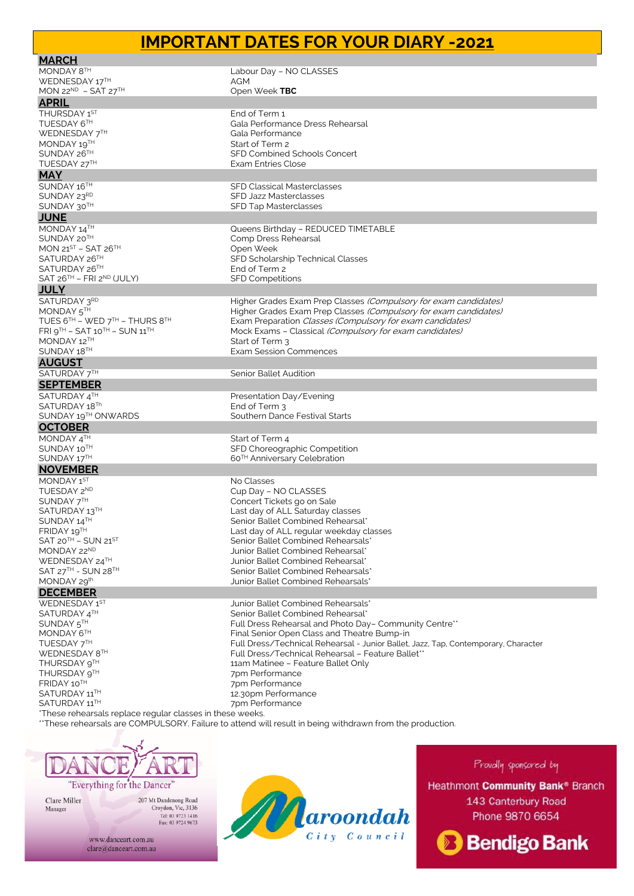# IMPORTANT DATES FOR YOUR DIARY -2021

## MARCH

| | |
|---|---|
| MONDAY 8TH | Labour Day – NO CLASSES |
| WEDNESDAY 17TH | AGM |
| MON 22ND – SAT 27TH | Open Week **TBC** |

## APRIL

| | |
|---|---|
| THURSDAY 1ST | End of Term 1 |
| TUESDAY 6TH | Gala Performance Dress Rehearsal |
| WEDNESDAY 7TH | Gala Performance |
| MONDAY 19TH | Start of Term 2 |
| SUNDAY 26TH | SFD Combined Schools Concert |
| TUESDAY 27TH | Exam Entries Close |

## MAY

| | |
|---|---|
| SUNDAY 16TH | SFD Classical Masterclasses |
| SUNDAY 23RD | SFD Jazz Masterclasses |
| SUNDAY 30TH | SFD Tap Masterclasses |

## JUNE

| | |
|---|---|
| MONDAY 14TH | Queens Birthday – REDUCED TIMETABLE |
| SUNDAY 20TH | Comp Dress Rehearsal |
| MON 21ST – SAT 26TH | Open Week |
| SATURDAY 26TH | SFD Scholarship Technical Classes |
| SATURDAY 26TH | End of Term 2 |
| SAT 26TH – FRI 2ND (JULY) | SFD Competitions |

## JULY

| | |
|---|---|
| SATURDAY 3RD | Higher Grades Exam Prep Classes *(Compulsory for exam candidates)* |
| MONDAY 5TH | Higher Grades Exam Prep Classes *(Compulsory for exam candidates)* |
| TUES 6TH – WED 7TH – THURS 8TH | Exam Preparation *Classes (Compulsory for exam candidates)* |
| FRI 9TH – SAT 10TH – SUN 11TH | Mock Exams – Classical *(Compulsory for exam candidates)* |
| MONDAY 12TH | Start of Term 3 |
| SUNDAY 18TH | Exam Session Commences |

## AUGUST

| | |
|---|---|
| SATURDAY 7TH | Senior Ballet Audition |

## SEPTEMBER

| | |
|---|---|
| SATURDAY 4TH | Presentation Day/Evening |
| SATURDAY 18TH | End of Term 3 |
| SUNDAY 19TH ONWARDS | Southern Dance Festival Starts |

## OCTOBER

| | |
|---|---|
| MONDAY 4TH | Start of Term 4 |
| SUNDAY 10TH | SFD Choreographic Competition |
| SUNDAY 17TH | 60TH Anniversary Celebration |

## NOVEMBER

| | |
|---|---|
| MONDAY 1ST | No Classes |
| TUESDAY 2ND | Cup Day – NO CLASSES |
| SUNDAY 7TH | Concert Tickets go on Sale |
| SATURDAY 13TH | Last day of ALL Saturday classes |
| SUNDAY 14TH | Senior Ballet Combined Rehearsal* |
| FRIDAY 19TH | Last day of ALL regular weekday classes |
| SAT 20TH – SUN 21ST | Senior Ballet Combined Rehearsals* |
| MONDAY 22ND | Junior Ballet Combined Rehearsal* |
| WEDNESDAY 24TH | Junior Ballet Combined Rehearsal* |
| SAT 27TH - SUN 28TH | Senior Ballet Combined Rehearsals* |
| MONDAY 29th | Junior Ballet Combined Rehearsals* |

## DECEMBER

| | |
|---|---|
| WEDNESDAY 1ST | Junior Ballet Combined Rehearsals* |
| SATURDAY 4TH | Senior Ballet Combined Rehearsal* |
| SUNDAY 5TH | Full Dress Rehearsal and Photo Day– Community Centre** |
| MONDAY 6TH | Final Senior Open Class and Theatre Bump-in |
| TUESDAY 7TH | Full Dress/Technical Rehearsal - Junior Ballet, Jazz, Tap, Contemporary, Character |
| WEDNESDAY 8TH | Full Dress/Technical Rehearsal – Feature Ballet** |
| THURSDAY 9TH | 11am Matinee – Feature Ballet Only |
| THURSDAY 9TH | 7pm Performance |
| FRIDAY 10TH | 7pm Performance |
| SATURDAY 11TH | 12.30pm Performance |
| SATURDAY 11TH | 7pm Performance |

*These rehearsals replace regular classes in these weeks.

**These rehearsals are COMPULSORY. Failure to attend will result in being withdrawn from the production.

DANCE ART
"Everything for the Dancer"
Clare Miller
Manager
207 Mt Dandenong Road
Croydon, Vic, 3136
Tel: 03 9723 1416
Fax: 03 9724 9673
www.danceart.com.au
clare@danceart.com.au

Maroondah City Council

Proudly sponsored by
Heathmont **Community Bank®** Branch
143 Canterbury Road
Phone 9870 6654
**Bendigo Bank**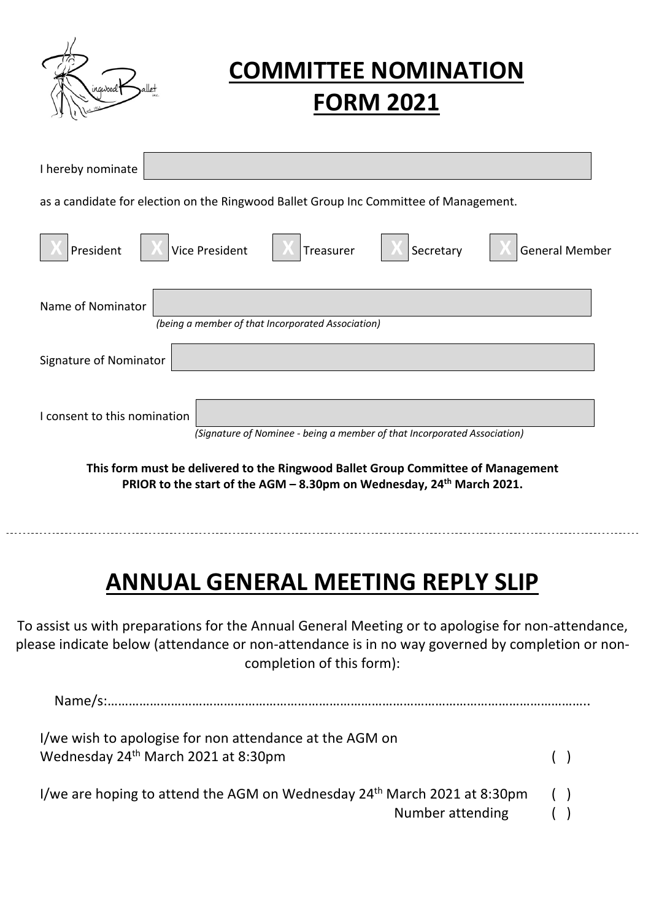# COMMITTEE NOMINATION FORM 2021

I hereby nominate

as a candidate for election on the Ringwood Ballet Group Inc Committee of Management.

X President X Vice President X Treasurer X Secretary X General Member

Name of Nominator

*(being a member of that Incorporated Association)*

Signature of Nominator

I consent to this nomination

*(Signature of Nominee - being a member of that Incorporated Association)*

**This form must be delivered to the Ringwood Ballet Group Committee of Management PRIOR to the start of the AGM – 8.30pm on Wednesday, 24th March 2021.**

---

# ANNUAL GENERAL MEETING REPLY SLIP

To assist us with preparations for the Annual General Meeting or to apologise for non-attendance, please indicate below (attendance or non-attendance is in no way governed by completion or non-completion of this form):

Name/s:…………………………………………………………………………………………………………………..

I/we wish to apologise for non attendance at the AGM on Wednesday 24th March 2021 at 8:30pm ( )

I/we are hoping to attend the AGM on Wednesday 24th March 2021 at 8:30pm ( )

Number attending ( )